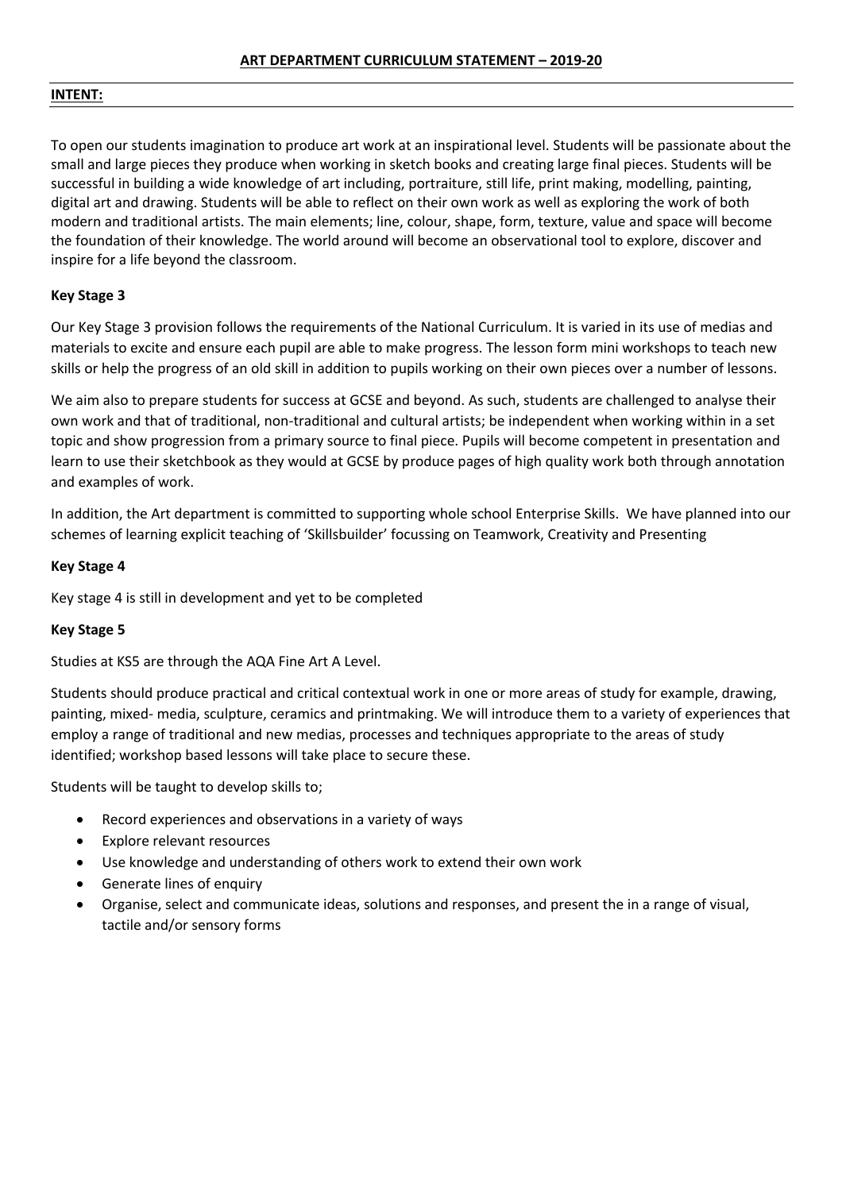# ART DEPARTMENT CURRICULUM STATEMENT – 2019-20

## INTENT:

To open our students imagination to produce art work at an inspirational level. Students will be passionate about the small and large pieces they produce when working in sketch books and creating large final pieces. Students will be successful in building a wide knowledge of art including, portraiture, still life, print making, modelling, painting, digital art and drawing. Students will be able to reflect on their own work as well as exploring the work of both modern and traditional artists. The main elements; line, colour, shape, form, texture, value and space will become the foundation of their knowledge. The world around will become an observational tool to explore, discover and inspire for a life beyond the classroom.

### Key Stage 3

Our Key Stage 3 provision follows the requirements of the National Curriculum. It is varied in its use of medias and materials to excite and ensure each pupil are able to make progress. The lesson form mini workshops to teach new skills or help the progress of an old skill in addition to pupils working on their own pieces over a number of lessons.

We aim also to prepare students for success at GCSE and beyond. As such, students are challenged to analyse their own work and that of traditional, non-traditional and cultural artists; be independent when working within in a set topic and show progression from a primary source to final piece. Pupils will become competent in presentation and learn to use their sketchbook as they would at GCSE by produce pages of high quality work both through annotation and examples of work.

In addition, the Art department is committed to supporting whole school Enterprise Skills. We have planned into our schemes of learning explicit teaching of 'Skillsbuilder' focussing on Teamwork, Creativity and Presenting

### Key Stage 4

Key stage 4 is still in development and yet to be completed

### Key Stage 5

Studies at KS5 are through the AQA Fine Art A Level.

Students should produce practical and critical contextual work in one or more areas of study for example, drawing, painting, mixed- media, sculpture, ceramics and printmaking. We will introduce them to a variety of experiences that employ a range of traditional and new medias, processes and techniques appropriate to the areas of study identified; workshop based lessons will take place to secure these.

Students will be taught to develop skills to;

- Record experiences and observations in a variety of ways
- Explore relevant resources
- Use knowledge and understanding of others work to extend their own work
- Generate lines of enquiry
- Organise, select and communicate ideas, solutions and responses, and present the in a range of visual, tactile and/or sensory forms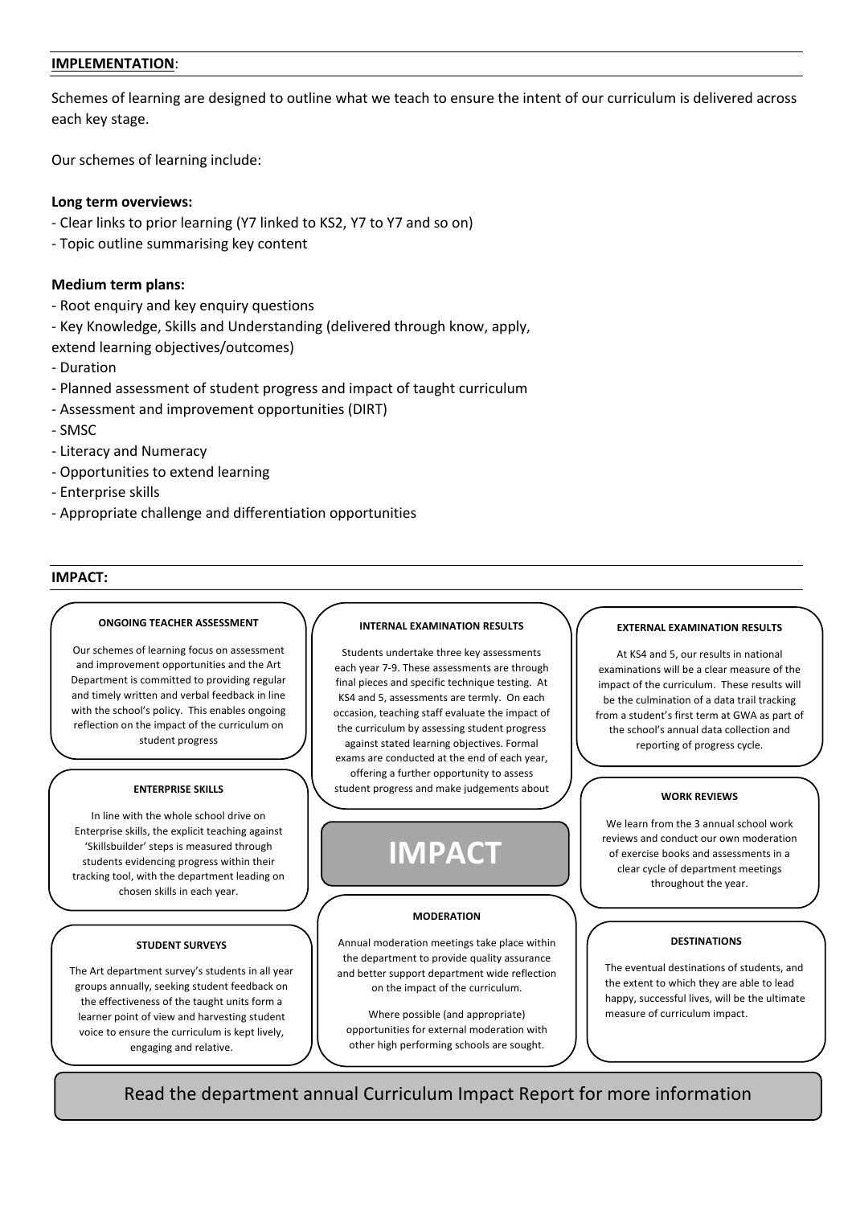## IMPLEMENTATION:

Schemes of learning are designed to outline what we teach to ensure the intent of our curriculum is delivered across each key stage.

Our schemes of learning include:

**Long term overviews:**

- Clear links to prior learning (Y7 linked to KS2, Y7 to Y7 and so on)
- Topic outline summarising key content

**Medium term plans:**

- Root enquiry and key enquiry questions
- Key Knowledge, Skills and Understanding (delivered through know, apply, extend learning objectives/outcomes)
- Duration
- Planned assessment of student progress and impact of taught curriculum
- Assessment and improvement opportunities (DIRT)
- SMSC
- Literacy and Numeracy
- Opportunities to extend learning
- Enterprise skills
- Appropriate challenge and differentiation opportunities

## IMPACT:

**IMPACT**

#### ONGOING TEACHER ASSESSMENT

Our schemes of learning focus on assessment and improvement opportunities and the Art Department is committed to providing regular and timely written and verbal feedback in line with the school's policy. This enables ongoing reflection on the impact of the curriculum on student progress

#### ENTERPRISE SKILLS

In line with the whole school drive on Enterprise skills, the explicit teaching against 'Skillsbuilder' steps is measured through students evidencing progress within their tracking tool, with the department leading on chosen skills in each year.

#### STUDENT SURVEYS

The Art department survey's students in all year groups annually, seeking student feedback on the effectiveness of the taught units form a learner point of view and harvesting student voice to ensure the curriculum is kept lively, engaging and relative.

#### INTERNAL EXAMINATION RESULTS

Students undertake three key assessments each year 7-9. These assessments are through final pieces and specific technique testing. At KS4 and 5, assessments are termly. On each occasion, teaching staff evaluate the impact of the curriculum by assessing student progress against stated learning objectives. Formal exams are conducted at the end of each year, offering a further opportunity to assess student progress and make judgements about

#### MODERATION

Annual moderation meetings take place within the department to provide quality assurance and better support department wide reflection on the impact of the curriculum.

Where possible (and appropriate) opportunities for external moderation with other high performing schools are sought.

#### EXTERNAL EXAMINATION RESULTS

At KS4 and 5, our results in national examinations will be a clear measure of the impact of the curriculum. These results will be the culmination of a data trail tracking from a student's first term at GWA as part of the school's annual data collection and reporting of progress cycle.

#### WORK REVIEWS

We learn from the 3 annual school work reviews and conduct our own moderation of exercise books and assessments in a clear cycle of department meetings throughout the year.

#### DESTINATIONS

The eventual destinations of students, and the extent to which they are able to lead happy, successful lives, will be the ultimate measure of curriculum impact.

Read the department annual Curriculum Impact Report for more information